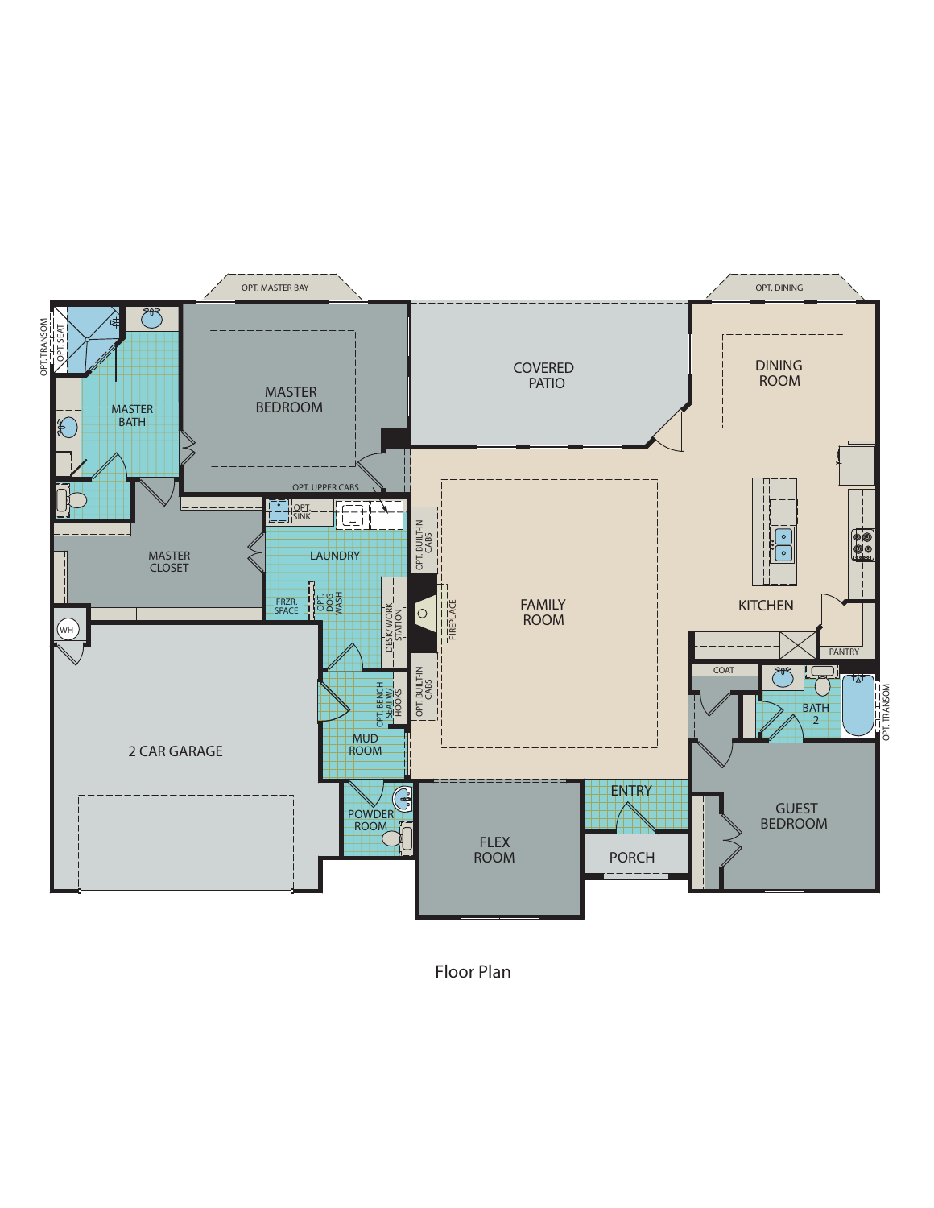OPT. MASTER BAY

OPT. DINING

OPT. TRANSOM

OPT. SEAT

MASTER BATH

MASTER BEDROOM

COVERED PATIO

DINING ROOM

OPT. UPPER CABS

OPT. SINK

LAUNDRY

OPT. BUILT-IN CABS

MASTER CLOSET

FRZR. SPACE

OPT. DOG WASH

DESK/ WORK STATION

FIREPLACE

FAMILY ROOM

KITCHEN

PANTRY

WH

COAT

BATH 2

OPT. TRANSOM

OPT. BENCH SEAT W/ HOOKS

OPT. BUILT-IN CABS

2 CAR GARAGE

MUD ROOM

ENTRY

GUEST BEDROOM

POWDER ROOM

FLEX ROOM

PORCH

Floor Plan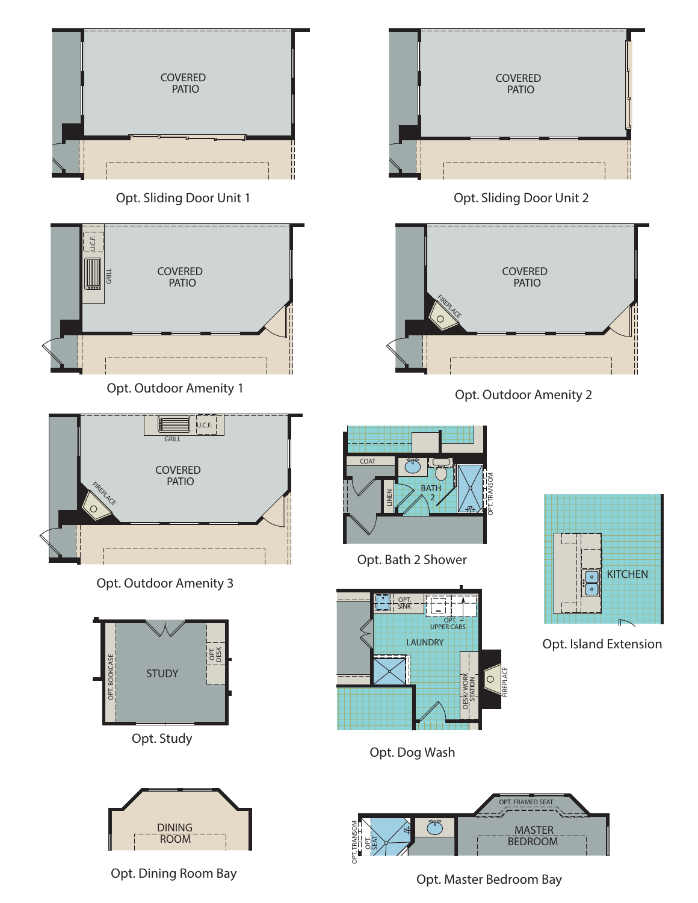COVERED PATIO

Opt. Sliding Door Unit 1

COVERED PATIO

Opt. Sliding Door Unit 2

U.C.F.

GRILL

COVERED PATIO

Opt. Outdoor Amenity 1

COVERED PATIO

FIREPLACE

Opt. Outdoor Amenity 2

GRILL

U.C.F.

COVERED PATIO

FIREPLACE

Opt. Outdoor Amenity 3

COAT

LINEN

BATH 2

OPT. TRANSOM

Opt. Bath 2 Shower

KITCHEN

Opt. Island Extension

OPT. BOOKCASE

STUDY

OPT. DESK

Opt. Study

OPT. SINK

OPT. UPPER CABS

LAUNDRY

DESK/WORK STATION

FIREPLACE

Opt. Dog Wash

DINING ROOM

Opt. Dining Room Bay

OPT. TRANSOM

OPT. SEAT

OPT. FRAMED SEAT

MASTER BEDROOM

Opt. Master Bedroom Bay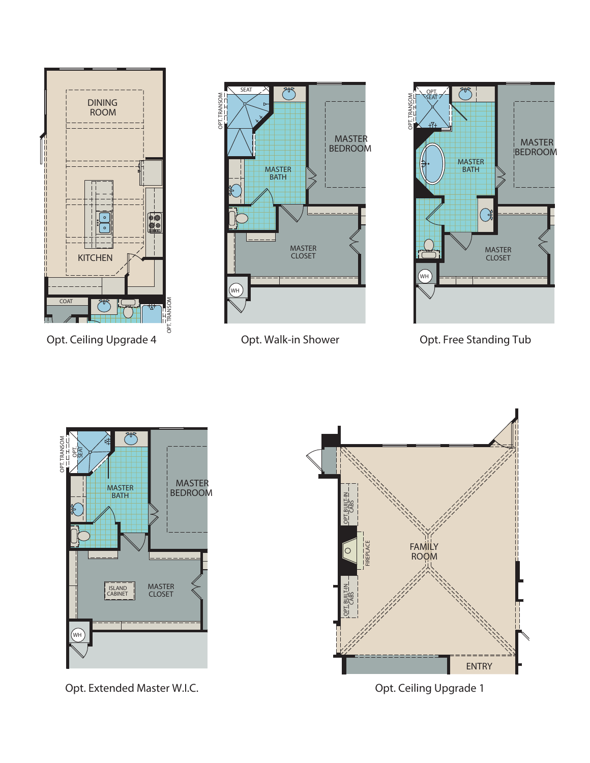DINING ROOM

KITCHEN

COAT

OPT. TRANSOM

Opt. Ceiling Upgrade 4

SEAT

OPT. TRANSOM

MASTER BATH

MASTER BEDROOM

MASTER CLOSET

WH

Opt. Walk-in Shower

OPT. SEAT

OPT. TRANSOM

MASTER BATH

MASTER BEDROOM

MASTER CLOSET

WH

Opt. Free Standing Tub

OPT. TRANSOM

OPT. SEAT

MASTER BATH

MASTER BEDROOM

ISLAND CABINET

MASTER CLOSET

WH

Opt. Extended Master W.I.C.

OPT. BUILT-IN CABS

FIREPLACE

FAMILY ROOM

OPT. BUILT-IN CABS

ENTRY

Opt. Ceiling Upgrade 1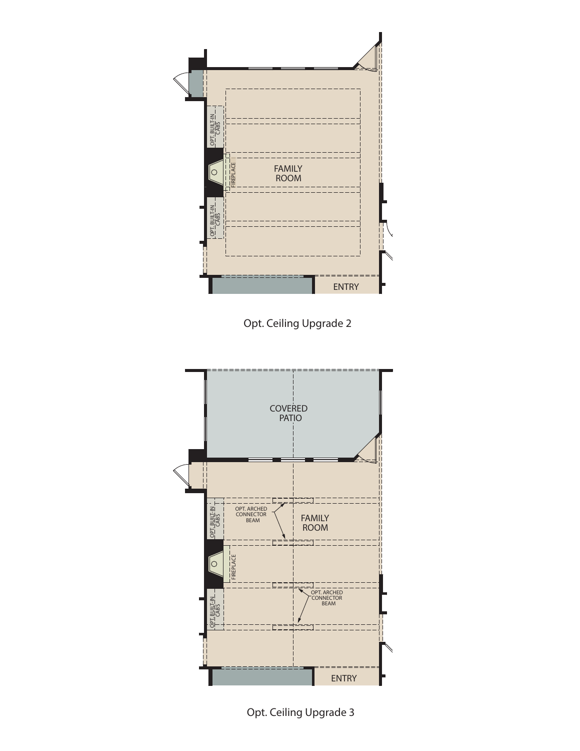OPT. BUILT-IN CABS

OPT. BUILT-IN CABS

FIREPLACE

FAMILY ROOM

ENTRY

Opt. Ceiling Upgrade 2

COVERED PATIO

OPT. BUILT-IN CABS

OPT. ARCHED CONNECTOR BEAM

FAMILY ROOM

FIREPLACE

OPT. ARCHED CONNECTOR BEAM

OPT. BUILT-IN CABS

ENTRY

Opt. Ceiling Upgrade 3